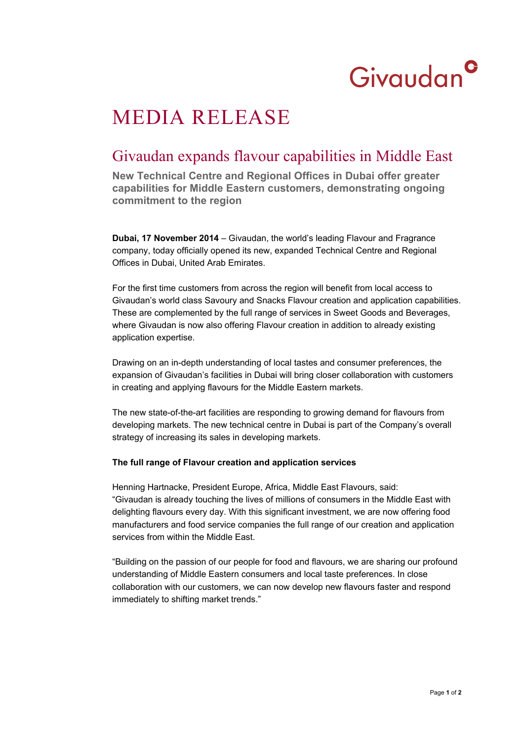Givaudan

# MEDIA RELEASE

## Givaudan expands flavour capabilities in Middle East

**New Technical Centre and Regional Offices in Dubai offer greater capabilities for Middle Eastern customers, demonstrating ongoing commitment to the region**

**Dubai, 17 November 2014** – Givaudan, the world's leading Flavour and Fragrance company, today officially opened its new, expanded Technical Centre and Regional Offices in Dubai, United Arab Emirates.

For the first time customers from across the region will benefit from local access to Givaudan's world class Savoury and Snacks Flavour creation and application capabilities. These are complemented by the full range of services in Sweet Goods and Beverages, where Givaudan is now also offering Flavour creation in addition to already existing application expertise.

Drawing on an in-depth understanding of local tastes and consumer preferences, the expansion of Givaudan's facilities in Dubai will bring closer collaboration with customers in creating and applying flavours for the Middle Eastern markets.

The new state-of-the-art facilities are responding to growing demand for flavours from developing markets. The new technical centre in Dubai is part of the Company's overall strategy of increasing its sales in developing markets.

**The full range of Flavour creation and application services**

Henning Hartnacke, President Europe, Africa, Middle East Flavours, said: "Givaudan is already touching the lives of millions of consumers in the Middle East with delighting flavours every day. With this significant investment, we are now offering food manufacturers and food service companies the full range of our creation and application services from within the Middle East.

"Building on the passion of our people for food and flavours, we are sharing our profound understanding of Middle Eastern consumers and local taste preferences. In close collaboration with our customers, we can now develop new flavours faster and respond immediately to shifting market trends."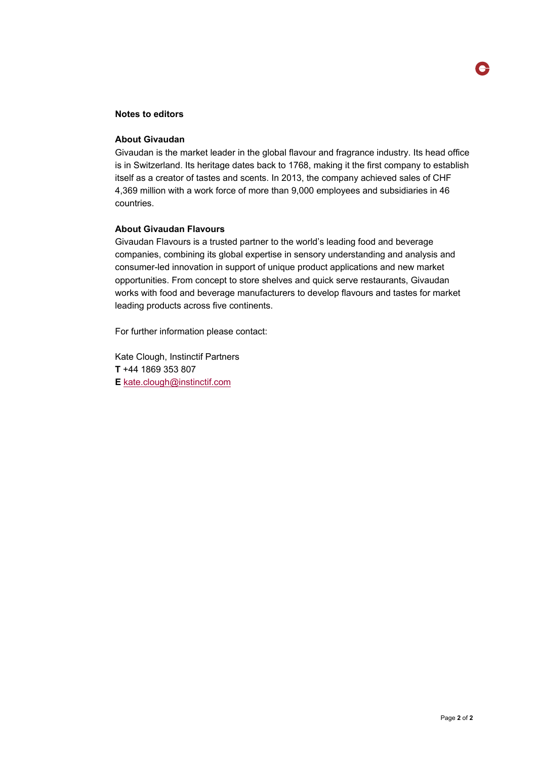**Notes to editors**

**About Givaudan**

Givaudan is the market leader in the global flavour and fragrance industry. Its head office is in Switzerland. Its heritage dates back to 1768, making it the first company to establish itself as a creator of tastes and scents. In 2013, the company achieved sales of CHF 4,369 million with a work force of more than 9,000 employees and subsidiaries in 46 countries.

**About Givaudan Flavours**

Givaudan Flavours is a trusted partner to the world's leading food and beverage companies, combining its global expertise in sensory understanding and analysis and consumer-led innovation in support of unique product applications and new market opportunities. From concept to store shelves and quick serve restaurants, Givaudan works with food and beverage manufacturers to develop flavours and tastes for market leading products across five continents.

For further information please contact:

Kate Clough, Instinctif Partners
**T** +44 1869 353 807
**E** kate.clough@instinctif.com